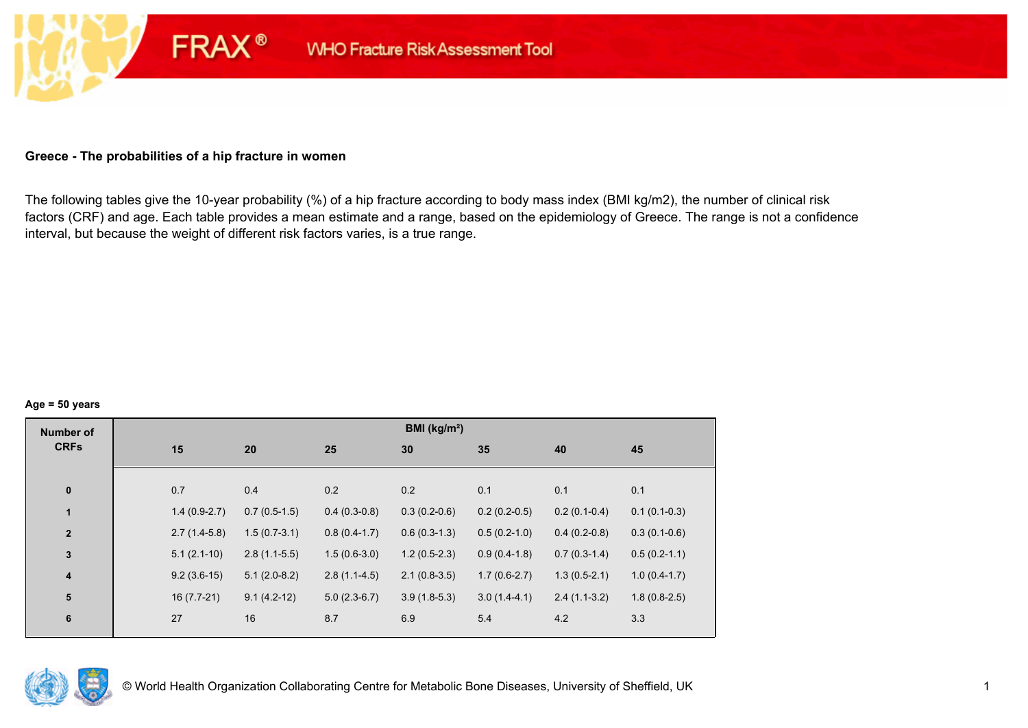FRAX® WHO Fracture Risk Assessment Tool

## Greece - The probabilities of a hip fracture in women

The following tables give the 10-year probability (%) of a hip fracture according to body mass index (BMI kg/m2), the number of clinical risk factors (CRF) and age. Each table provides a mean estimate and a range, based on the epidemiology of Greece. The range is not a confidence interval, but because the weight of different risk factors varies, is a true range.

**Age = 50 years**

| Number of CRFs | BMI (kg/m²) | | | | | | |
|---|---|---|---|---|---|---|---|
| | 15 | 20 | 25 | 30 | 35 | 40 | 45 |
| 0 | 0.7 | 0.4 | 0.2 | 0.2 | 0.1 | 0.1 | 0.1 |
| 1 | 1.4 (0.9-2.7) | 0.7 (0.5-1.5) | 0.4 (0.3-0.8) | 0.3 (0.2-0.6) | 0.2 (0.2-0.5) | 0.2 (0.1-0.4) | 0.1 (0.1-0.3) |
| 2 | 2.7 (1.4-5.8) | 1.5 (0.7-3.1) | 0.8 (0.4-1.7) | 0.6 (0.3-1.3) | 0.5 (0.2-1.0) | 0.4 (0.2-0.8) | 0.3 (0.1-0.6) |
| 3 | 5.1 (2.1-10) | 2.8 (1.1-5.5) | 1.5 (0.6-3.0) | 1.2 (0.5-2.3) | 0.9 (0.4-1.8) | 0.7 (0.3-1.4) | 0.5 (0.2-1.1) |
| 4 | 9.2 (3.6-15) | 5.1 (2.0-8.2) | 2.8 (1.1-4.5) | 2.1 (0.8-3.5) | 1.7 (0.6-2.7) | 1.3 (0.5-2.1) | 1.0 (0.4-1.7) |
| 5 | 16 (7.7-21) | 9.1 (4.2-12) | 5.0 (2.3-6.7) | 3.9 (1.8-5.3) | 3.0 (1.4-4.1) | 2.4 (1.1-3.2) | 1.8 (0.8-2.5) |
| 6 | 27 | 16 | 8.7 | 6.9 | 5.4 | 4.2 | 3.3 |

© World Health Organization Collaborating Centre for Metabolic Bone Diseases, University of Sheffield, UK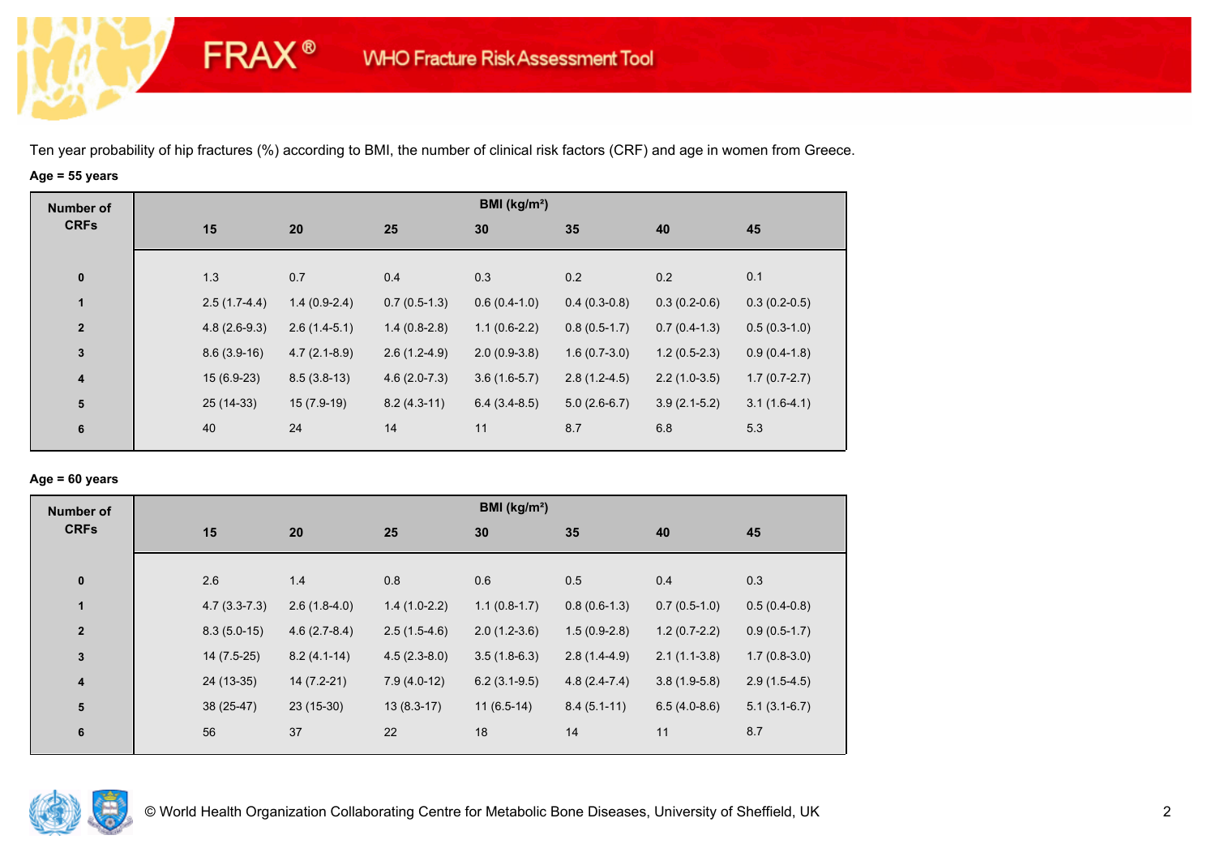Ten year probability of hip fractures (%) according to BMI, the number of clinical risk factors (CRF) and age in women from Greece.

**Age = 55 years**

| Number of CRFs | BMI (kg/m²) | | | | | | |
|---|---|---|---|---|---|---|---|
| | 15 | 20 | 25 | 30 | 35 | 40 | 45 |
| 0 | 1.3 | 0.7 | 0.4 | 0.3 | 0.2 | 0.2 | 0.1 |
| 1 | 2.5 (1.7-4.4) | 1.4 (0.9-2.4) | 0.7 (0.5-1.3) | 0.6 (0.4-1.0) | 0.4 (0.3-0.8) | 0.3 (0.2-0.6) | 0.3 (0.2-0.5) |
| 2 | 4.8 (2.6-9.3) | 2.6 (1.4-5.1) | 1.4 (0.8-2.8) | 1.1 (0.6-2.2) | 0.8 (0.5-1.7) | 0.7 (0.4-1.3) | 0.5 (0.3-1.0) |
| 3 | 8.6 (3.9-16) | 4.7 (2.1-8.9) | 2.6 (1.2-4.9) | 2.0 (0.9-3.8) | 1.6 (0.7-3.0) | 1.2 (0.5-2.3) | 0.9 (0.4-1.8) |
| 4 | 15 (6.9-23) | 8.5 (3.8-13) | 4.6 (2.0-7.3) | 3.6 (1.6-5.7) | 2.8 (1.2-4.5) | 2.2 (1.0-3.5) | 1.7 (0.7-2.7) |
| 5 | 25 (14-33) | 15 (7.9-19) | 8.2 (4.3-11) | 6.4 (3.4-8.5) | 5.0 (2.6-6.7) | 3.9 (2.1-5.2) | 3.1 (1.6-4.1) |
| 6 | 40 | 24 | 14 | 11 | 8.7 | 6.8 | 5.3 |

**Age = 60 years**

| Number of CRFs | BMI (kg/m²) | | | | | | |
|---|---|---|---|---|---|---|---|
| | 15 | 20 | 25 | 30 | 35 | 40 | 45 |
| 0 | 2.6 | 1.4 | 0.8 | 0.6 | 0.5 | 0.4 | 0.3 |
| 1 | 4.7 (3.3-7.3) | 2.6 (1.8-4.0) | 1.4 (1.0-2.2) | 1.1 (0.8-1.7) | 0.8 (0.6-1.3) | 0.7 (0.5-1.0) | 0.5 (0.4-0.8) |
| 2 | 8.3 (5.0-15) | 4.6 (2.7-8.4) | 2.5 (1.5-4.6) | 2.0 (1.2-3.6) | 1.5 (0.9-2.8) | 1.2 (0.7-2.2) | 0.9 (0.5-1.7) |
| 3 | 14 (7.5-25) | 8.2 (4.1-14) | 4.5 (2.3-8.0) | 3.5 (1.8-6.3) | 2.8 (1.4-4.9) | 2.1 (1.1-3.8) | 1.7 (0.8-3.0) |
| 4 | 24 (13-35) | 14 (7.2-21) | 7.9 (4.0-12) | 6.2 (3.1-9.5) | 4.8 (2.4-7.4) | 3.8 (1.9-5.8) | 2.9 (1.5-4.5) |
| 5 | 38 (25-47) | 23 (15-30) | 13 (8.3-17) | 11 (6.5-14) | 8.4 (5.1-11) | 6.5 (4.0-8.6) | 5.1 (3.1-6.7) |
| 6 | 56 | 37 | 22 | 18 | 14 | 11 | 8.7 |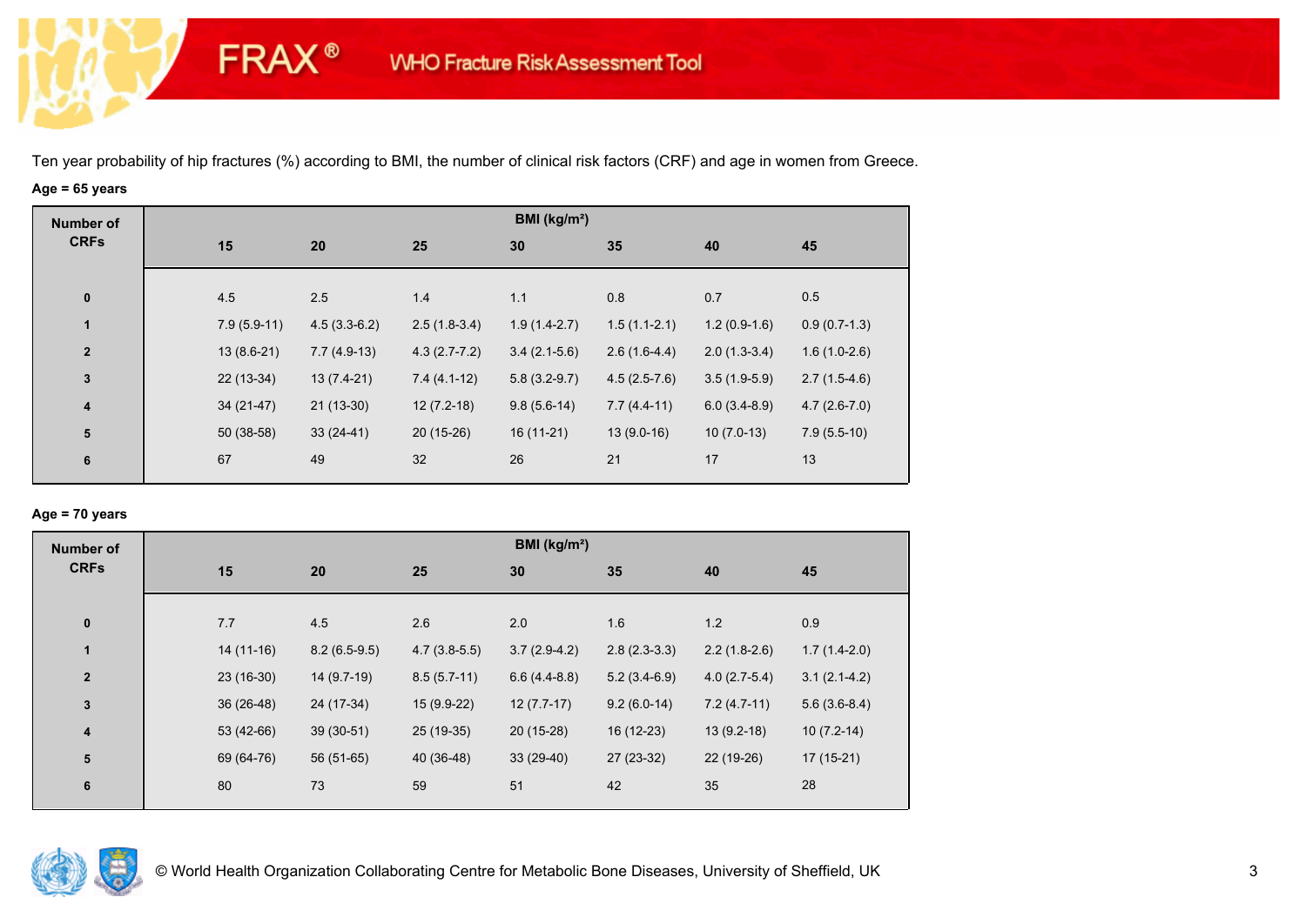Ten year probability of hip fractures (%) according to BMI, the number of clinical risk factors (CRF) and age in women from Greece.

**Age = 65 years**

| Number of CRFs | BMI (kg/m²) | | | | | | |
|---|---|---|---|---|---|---|---|
| | 15 | 20 | 25 | 30 | 35 | 40 | 45 |
| 0 | 4.5 | 2.5 | 1.4 | 1.1 | 0.8 | 0.7 | 0.5 |
| 1 | 7.9 (5.9-11) | 4.5 (3.3-6.2) | 2.5 (1.8-3.4) | 1.9 (1.4-2.7) | 1.5 (1.1-2.1) | 1.2 (0.9-1.6) | 0.9 (0.7-1.3) |
| 2 | 13 (8.6-21) | 7.7 (4.9-13) | 4.3 (2.7-7.2) | 3.4 (2.1-5.6) | 2.6 (1.6-4.4) | 2.0 (1.3-3.4) | 1.6 (1.0-2.6) |
| 3 | 22 (13-34) | 13 (7.4-21) | 7.4 (4.1-12) | 5.8 (3.2-9.7) | 4.5 (2.5-7.6) | 3.5 (1.9-5.9) | 2.7 (1.5-4.6) |
| 4 | 34 (21-47) | 21 (13-30) | 12 (7.2-18) | 9.8 (5.6-14) | 7.7 (4.4-11) | 6.0 (3.4-8.9) | 4.7 (2.6-7.0) |
| 5 | 50 (38-58) | 33 (24-41) | 20 (15-26) | 16 (11-21) | 13 (9.0-16) | 10 (7.0-13) | 7.9 (5.5-10) |
| 6 | 67 | 49 | 32 | 26 | 21 | 17 | 13 |

**Age = 70 years**

| Number of CRFs | BMI (kg/m²) | | | | | | |
|---|---|---|---|---|---|---|---|
| | 15 | 20 | 25 | 30 | 35 | 40 | 45 |
| 0 | 7.7 | 4.5 | 2.6 | 2.0 | 1.6 | 1.2 | 0.9 |
| 1 | 14 (11-16) | 8.2 (6.5-9.5) | 4.7 (3.8-5.5) | 3.7 (2.9-4.2) | 2.8 (2.3-3.3) | 2.2 (1.8-2.6) | 1.7 (1.4-2.0) |
| 2 | 23 (16-30) | 14 (9.7-19) | 8.5 (5.7-11) | 6.6 (4.4-8.8) | 5.2 (3.4-6.9) | 4.0 (2.7-5.4) | 3.1 (2.1-4.2) |
| 3 | 36 (26-48) | 24 (17-34) | 15 (9.9-22) | 12 (7.7-17) | 9.2 (6.0-14) | 7.2 (4.7-11) | 5.6 (3.6-8.4) |
| 4 | 53 (42-66) | 39 (30-51) | 25 (19-35) | 20 (15-28) | 16 (12-23) | 13 (9.2-18) | 10 (7.2-14) |
| 5 | 69 (64-76) | 56 (51-65) | 40 (36-48) | 33 (29-40) | 27 (23-32) | 22 (19-26) | 17 (15-21) |
| 6 | 80 | 73 | 59 | 51 | 42 | 35 | 28 |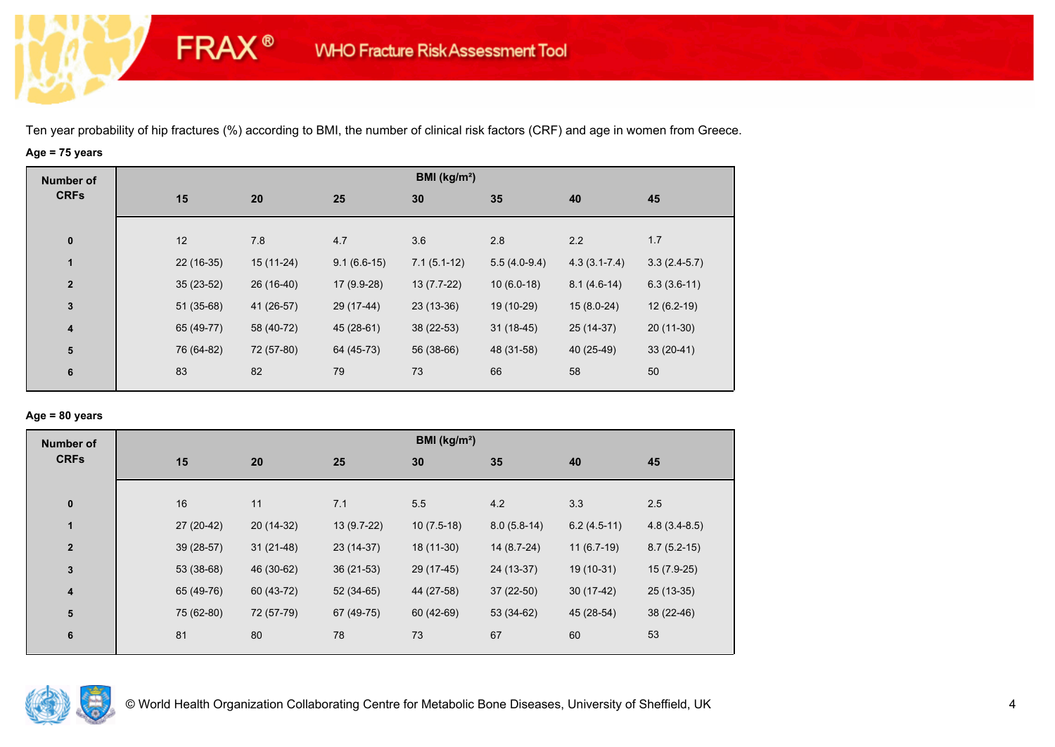Ten year probability of hip fractures (%) according to BMI, the number of clinical risk factors (CRF) and age in women from Greece.

**Age = 75 years**

| Number of CRFs | BMI (kg/m²) | | | | | | |
|---|---|---|---|---|---|---|---|
| | 15 | 20 | 25 | 30 | 35 | 40 | 45 |
| 0 | 12 | 7.8 | 4.7 | 3.6 | 2.8 | 2.2 | 1.7 |
| 1 | 22 (16-35) | 15 (11-24) | 9.1 (6.6-15) | 7.1 (5.1-12) | 5.5 (4.0-9.4) | 4.3 (3.1-7.4) | 3.3 (2.4-5.7) |
| 2 | 35 (23-52) | 26 (16-40) | 17 (9.9-28) | 13 (7.7-22) | 10 (6.0-18) | 8.1 (4.6-14) | 6.3 (3.6-11) |
| 3 | 51 (35-68) | 41 (26-57) | 29 (17-44) | 23 (13-36) | 19 (10-29) | 15 (8.0-24) | 12 (6.2-19) |
| 4 | 65 (49-77) | 58 (40-72) | 45 (28-61) | 38 (22-53) | 31 (18-45) | 25 (14-37) | 20 (11-30) |
| 5 | 76 (64-82) | 72 (57-80) | 64 (45-73) | 56 (38-66) | 48 (31-58) | 40 (25-49) | 33 (20-41) |
| 6 | 83 | 82 | 79 | 73 | 66 | 58 | 50 |

**Age = 80 years**

| Number of CRFs | BMI (kg/m²) | | | | | | |
|---|---|---|---|---|---|---|---|
| | 15 | 20 | 25 | 30 | 35 | 40 | 45 |
| 0 | 16 | 11 | 7.1 | 5.5 | 4.2 | 3.3 | 2.5 |
| 1 | 27 (20-42) | 20 (14-32) | 13 (9.7-22) | 10 (7.5-18) | 8.0 (5.8-14) | 6.2 (4.5-11) | 4.8 (3.4-8.5) |
| 2 | 39 (28-57) | 31 (21-48) | 23 (14-37) | 18 (11-30) | 14 (8.7-24) | 11 (6.7-19) | 8.7 (5.2-15) |
| 3 | 53 (38-68) | 46 (30-62) | 36 (21-53) | 29 (17-45) | 24 (13-37) | 19 (10-31) | 15 (7.9-25) |
| 4 | 65 (49-76) | 60 (43-72) | 52 (34-65) | 44 (27-58) | 37 (22-50) | 30 (17-42) | 25 (13-35) |
| 5 | 75 (62-80) | 72 (57-79) | 67 (49-75) | 60 (42-69) | 53 (34-62) | 45 (28-54) | 38 (22-46) |
| 6 | 81 | 80 | 78 | 73 | 67 | 60 | 53 |

© World Health Organization Collaborating Centre for Metabolic Bone Diseases, University of Sheffield, UK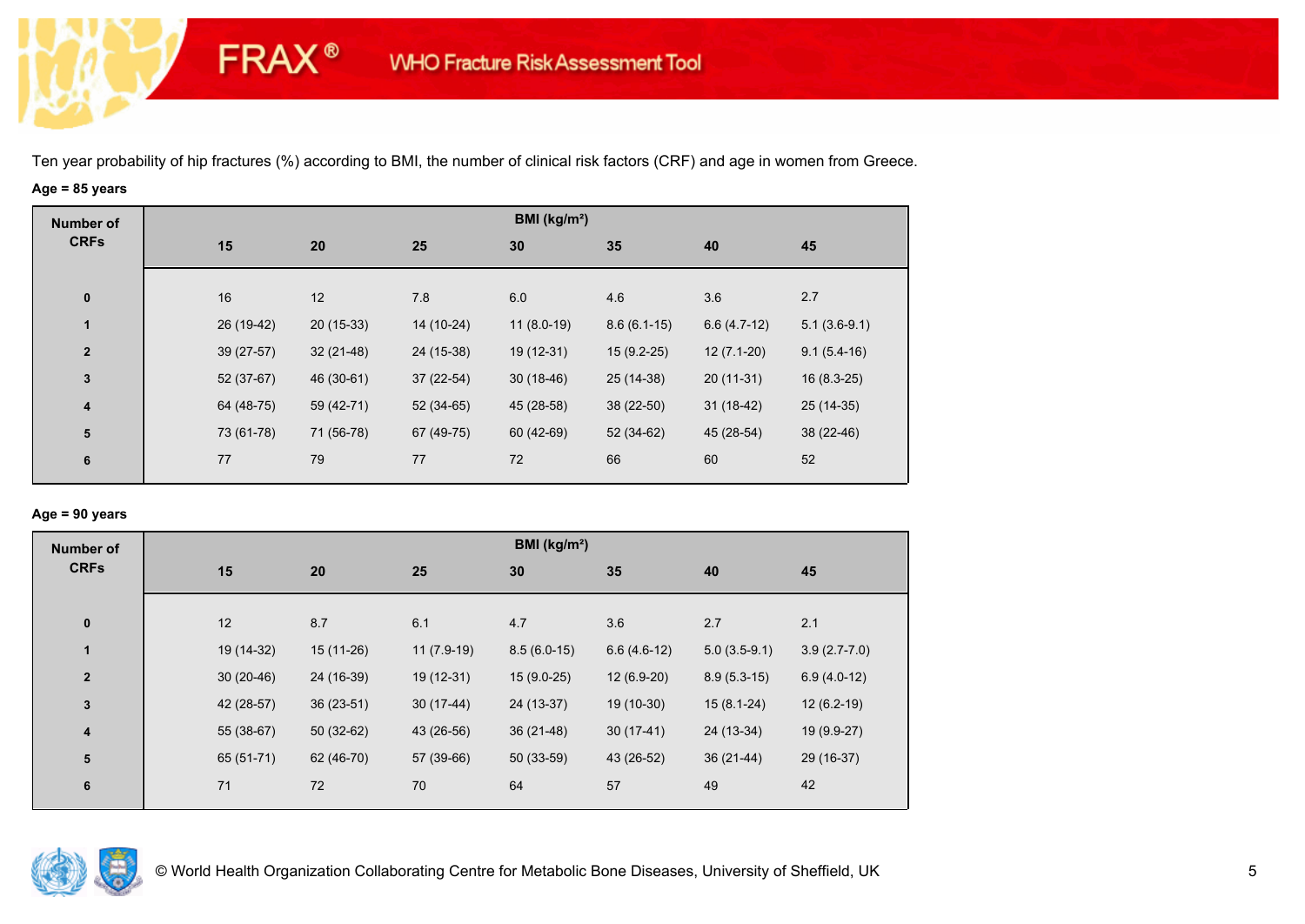FRAX® WHO Fracture Risk Assessment Tool

Ten year probability of hip fractures (%) according to BMI, the number of clinical risk factors (CRF) and age in women from Greece.

**Age = 85 years**

| Number of CRFs | BMI (kg/m²) | | | | | | |
|---|---|---|---|---|---|---|---|
| | 15 | 20 | 25 | 30 | 35 | 40 | 45 |
| 0 | 16 | 12 | 7.8 | 6.0 | 4.6 | 3.6 | 2.7 |
| 1 | 26 (19-42) | 20 (15-33) | 14 (10-24) | 11 (8.0-19) | 8.6 (6.1-15) | 6.6 (4.7-12) | 5.1 (3.6-9.1) |
| 2 | 39 (27-57) | 32 (21-48) | 24 (15-38) | 19 (12-31) | 15 (9.2-25) | 12 (7.1-20) | 9.1 (5.4-16) |
| 3 | 52 (37-67) | 46 (30-61) | 37 (22-54) | 30 (18-46) | 25 (14-38) | 20 (11-31) | 16 (8.3-25) |
| 4 | 64 (48-75) | 59 (42-71) | 52 (34-65) | 45 (28-58) | 38 (22-50) | 31 (18-42) | 25 (14-35) |
| 5 | 73 (61-78) | 71 (56-78) | 67 (49-75) | 60 (42-69) | 52 (34-62) | 45 (28-54) | 38 (22-46) |
| 6 | 77 | 79 | 77 | 72 | 66 | 60 | 52 |

**Age = 90 years**

| Number of CRFs | BMI (kg/m²) | | | | | | |
|---|---|---|---|---|---|---|---|
| | 15 | 20 | 25 | 30 | 35 | 40 | 45 |
| 0 | 12 | 8.7 | 6.1 | 4.7 | 3.6 | 2.7 | 2.1 |
| 1 | 19 (14-32) | 15 (11-26) | 11 (7.9-19) | 8.5 (6.0-15) | 6.6 (4.6-12) | 5.0 (3.5-9.1) | 3.9 (2.7-7.0) |
| 2 | 30 (20-46) | 24 (16-39) | 19 (12-31) | 15 (9.0-25) | 12 (6.9-20) | 8.9 (5.3-15) | 6.9 (4.0-12) |
| 3 | 42 (28-57) | 36 (23-51) | 30 (17-44) | 24 (13-37) | 19 (10-30) | 15 (8.1-24) | 12 (6.2-19) |
| 4 | 55 (38-67) | 50 (32-62) | 43 (26-56) | 36 (21-48) | 30 (17-41) | 24 (13-34) | 19 (9.9-27) |
| 5 | 65 (51-71) | 62 (46-70) | 57 (39-66) | 50 (33-59) | 43 (26-52) | 36 (21-44) | 29 (16-37) |
| 6 | 71 | 72 | 70 | 64 | 57 | 49 | 42 |

© World Health Organization Collaborating Centre for Metabolic Bone Diseases, University of Sheffield, UK